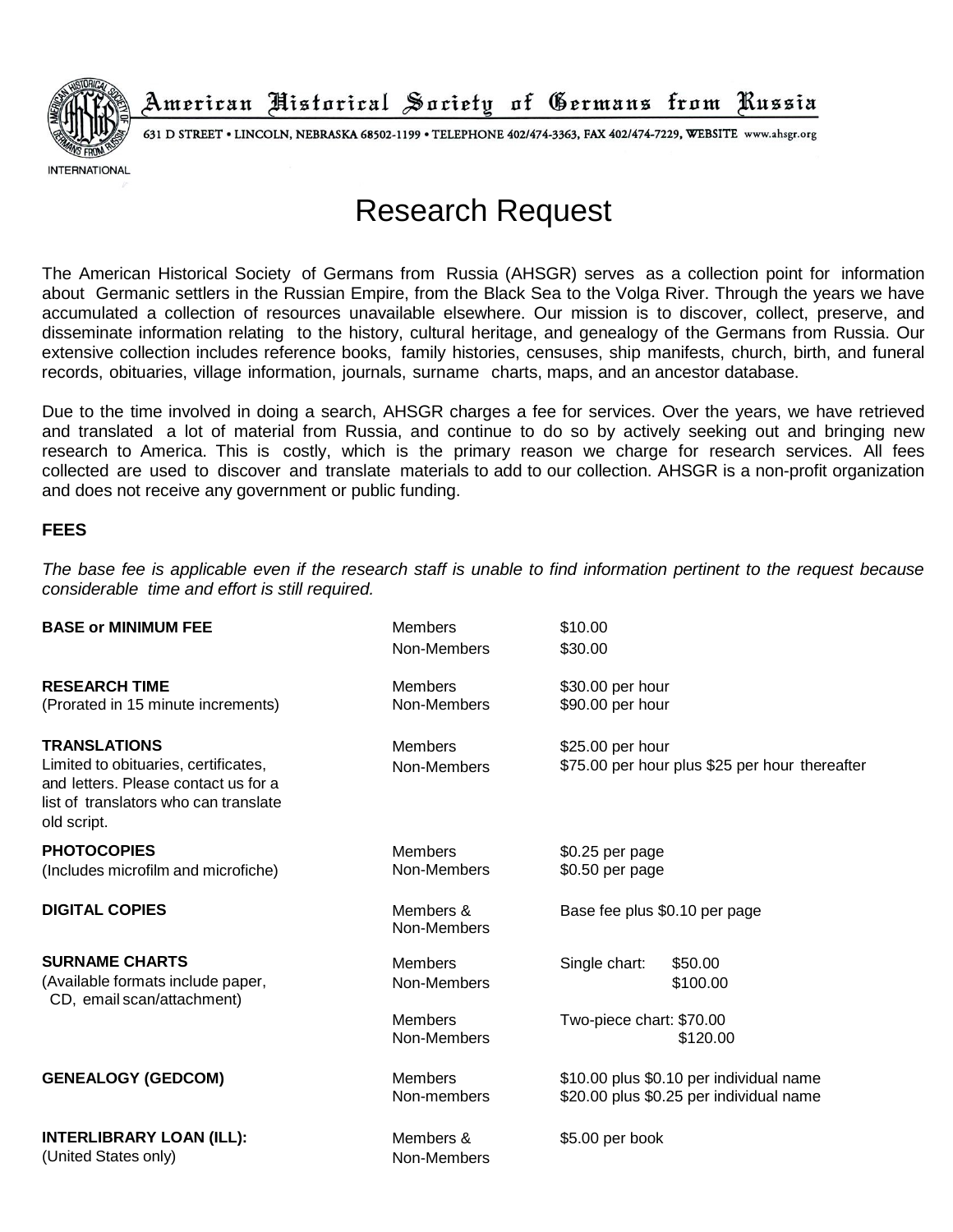American Historical Society of Germans from Russia

631 D STREET • LINCOLN, NEBRASKA 68502-1199 • TELEPHONE 402/474-3363, FAX 402/474-7229, WEBSITE www.ahsgr.org

INTERNATIONAL

# Research Request

The American Historical Society of Germans from Russia (AHSGR) serves as a collection point for information about Germanic settlers in the Russian Empire, from the Black Sea to the Volga River. Through the years we have accumulated a collection of resources unavailable elsewhere. Our mission is to discover, collect, preserve, and disseminate information relating to the history, cultural heritage, and genealogy of the Germans from Russia. Our extensive collection includes reference books, family histories, censuses, ship manifests, church, birth, and funeral records, obituaries, village information, journals, surname charts, maps, and an ancestor database.

Due to the time involved in doing a search, AHSGR charges a fee for services. Over the years, we have retrieved and translated a lot of material from Russia, and continue to do so by actively seeking out and bringing new research to America. This is costly, which is the primary reason we charge for research services. All fees collected are used to discover and translate materials to add to our collection. AHSGR is a non-profit organization and does not receive any government or public funding.

**FEES**

*The base fee is applicable even if the research staff is unable to find information pertinent to the request because considerable time and effort is still required.*

| Service | | Fee |
|---|---|---|
| **BASE or MINIMUM FEE** | Members | $10.00 |
| | Non-Members | $30.00 |
| **RESEARCH TIME** (Prorated in 15 minute increments) | Members | $30.00 per hour |
| | Non-Members | $90.00 per hour |
| **TRANSLATIONS** Limited to obituaries, certificates, and letters. Please contact us for a list of translators who can translate old script. | Members | $25.00 per hour |
| | Non-Members | $75.00 per hour plus $25 per hour thereafter |
| **PHOTOCOPIES** (Includes microfilm and microfiche) | Members | $0.25 per page |
| | Non-Members | $0.50 per page |
| **DIGITAL COPIES** | Members & Non-Members | Base fee plus $0.10 per page |
| **SURNAME CHARTS** (Available formats include paper, CD, email scan/attachment) | Members | Single chart: $50.00 |
| | Non-Members | $100.00 |
| | Members | Two-piece chart: $70.00 |
| | Non-Members | $120.00 |
| **GENEALOGY (GEDCOM)** | Members | $10.00 plus $0.10 per individual name |
| | Non-members | $20.00 plus $0.25 per individual name |
| **INTERLIBRARY LOAN (ILL):** (United States only) | Members & Non-Members | $5.00 per book |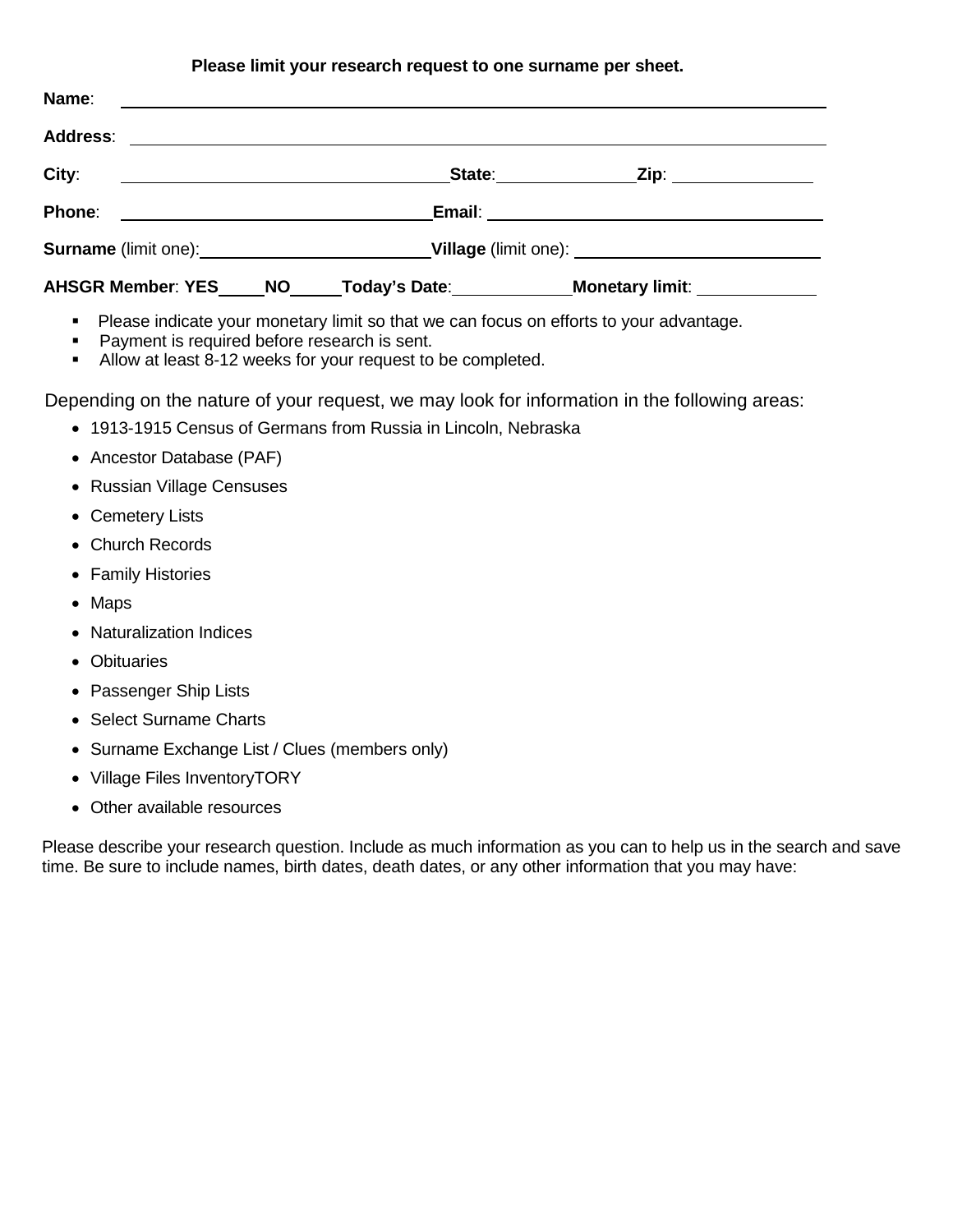**Please limit your research request to one surname per sheet.**

**Name**: ____________________________________________

**Address**: ____________________________________________

**City**: ____________________ **State**: __________ **Zip**: __________

**Phone**: ____________________ **Email**: ____________________

**Surname** (limit one): ____________________ **Village** (limit one): ____________________

**AHSGR Member**: **YES**_____ **NO**_____ **Today's Date**: __________ **Monetary limit**: __________

- Please indicate your monetary limit so that we can focus on efforts to your advantage.
- Payment is required before research is sent.
- Allow at least 8-12 weeks for your request to be completed.

Depending on the nature of your request, we may look for information in the following areas:

- 1913-1915 Census of Germans from Russia in Lincoln, Nebraska
- Ancestor Database (PAF)
- Russian Village Censuses
- Cemetery Lists
- Church Records
- Family Histories
- Maps
- Naturalization Indices
- Obituaries
- Passenger Ship Lists
- Select Surname Charts
- Surname Exchange List / Clues (members only)
- Village Files InventoryTORY
- Other available resources

Please describe your research question. Include as much information as you can to help us in the search and save time. Be sure to include names, birth dates, death dates, or any other information that you may have: